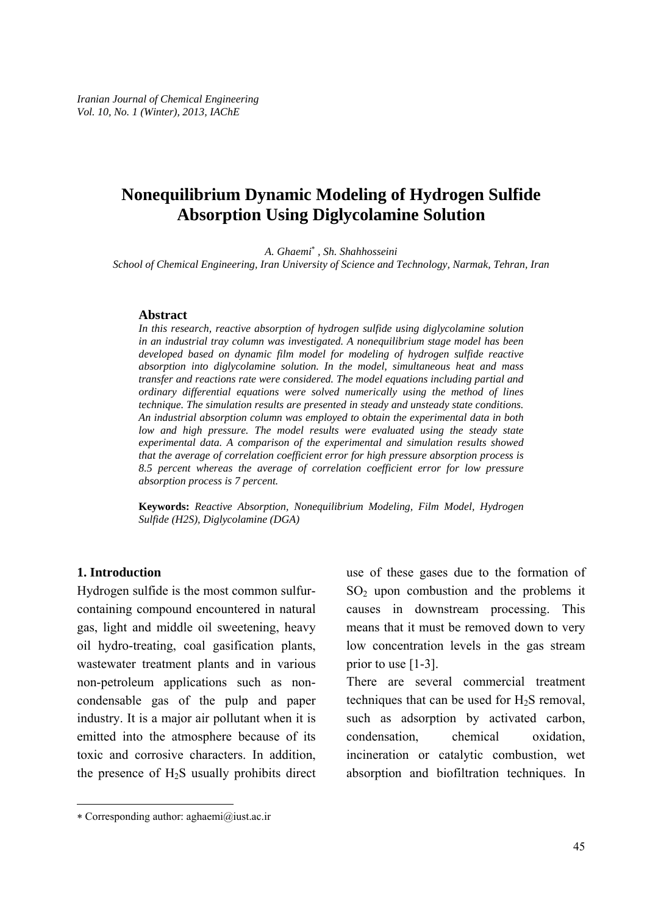*Iranian Journal of Chemical Engineering*
*Vol. 10, No. 1 (Winter), 2013, IAChE*

# Nonequilibrium Dynamic Modeling of Hydrogen Sulfide Absorption Using Diglycolamine Solution

*A. Ghaemi[*], Sh. Shahhosseini*

*School of Chemical Engineering, Iran University of Science and Technology, Narmak, Tehran, Iran*

### Abstract

*In this research, reactive absorption of hydrogen sulfide using diglycolamine solution in an industrial tray column was investigated. A nonequilibrium stage model has been developed based on dynamic film model for modeling of hydrogen sulfide reactive absorption into diglycolamine solution. In the model, simultaneous heat and mass transfer and reactions rate were considered. The model equations including partial and ordinary differential equations were solved numerically using the method of lines technique. The simulation results are presented in steady and unsteady state conditions. An industrial absorption column was employed to obtain the experimental data in both low and high pressure. The model results were evaluated using the steady state experimental data. A comparison of the experimental and simulation results showed that the average of correlation coefficient error for high pressure absorption process is 8.5 percent whereas the average of correlation coefficient error for low pressure absorption process is 7 percent.*

**Keywords:** *Reactive Absorption, Nonequilibrium Modeling, Film Model, Hydrogen Sulfide (H2S), Diglycolamine (DGA)*

## 1. Introduction

Hydrogen sulfide is the most common sulfur-containing compound encountered in natural gas, light and middle oil sweetening, heavy oil hydro-treating, coal gasification plants, wastewater treatment plants and in various non-petroleum applications such as non-condensable gas of the pulp and paper industry. It is a major air pollutant when it is emitted into the atmosphere because of its toxic and corrosive characters. In addition, the presence of $H_2S$ usually prohibits direct use of these gases due to the formation of $SO_2$ upon combustion and the problems it causes in downstream processing. This means that it must be removed down to very low concentration levels in the gas stream prior to use [1-3].

There are several commercial treatment techniques that can be used for $H_2S$ removal, such as adsorption by activated carbon, condensation, chemical oxidation, incineration or catalytic combustion, wet absorption and biofiltration techniques. In

[*] Corresponding author: aghaemi@iust.ac.ir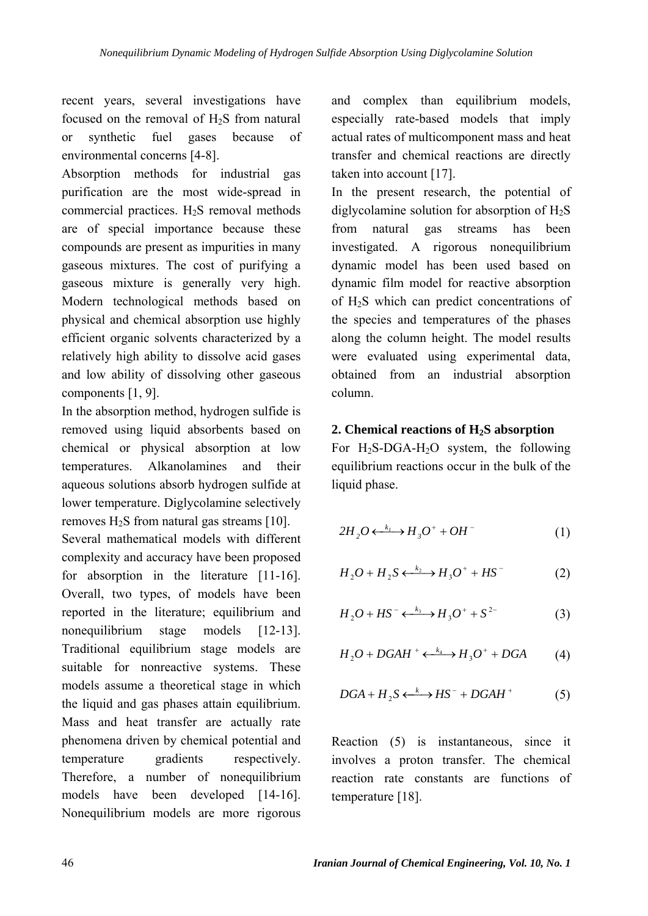recent years, several investigations have focused on the removal of $H_2S$ from natural or synthetic fuel gases because of environmental concerns [4-8].

Absorption methods for industrial gas purification are the most wide-spread in commercial practices. $H_2S$ removal methods are of special importance because these compounds are present as impurities in many gaseous mixtures. The cost of purifying a gaseous mixture is generally very high. Modern technological methods based on physical and chemical absorption use highly efficient organic solvents characterized by a relatively high ability to dissolve acid gases and low ability of dissolving other gaseous components [1, 9].

In the absorption method, hydrogen sulfide is removed using liquid absorbents based on chemical or physical absorption at low temperatures. Alkanolamines and their aqueous solutions absorb hydrogen sulfide at lower temperature. Diglycolamine selectively removes $H_2S$ from natural gas streams [10].

Several mathematical models with different complexity and accuracy have been proposed for absorption in the literature [11-16]. Overall, two types, of models have been reported in the literature; equilibrium and nonequilibrium stage models [12-13]. Traditional equilibrium stage models are suitable for nonreactive systems. These models assume a theoretical stage in which the liquid and gas phases attain equilibrium. Mass and heat transfer are actually rate phenomena driven by chemical potential and temperature gradients respectively. Therefore, a number of nonequilibrium models have been developed [14-16]. Nonequilibrium models are more rigorous and complex than equilibrium models, especially rate-based models that imply actual rates of multicomponent mass and heat transfer and chemical reactions are directly taken into account [17].

In the present research, the potential of diglycolamine solution for absorption of $H_2S$ from natural gas streams has been investigated. A rigorous nonequilibrium dynamic model has been used based on dynamic film model for reactive absorption of $H_2S$ which can predict concentrations of the species and temperatures of the phases along the column height. The model results were evaluated using experimental data, obtained from an industrial absorption column.

## 2. Chemical reactions of $H_2S$ absorption

For $H_2S$-DGA-$H_2O$ system, the following equilibrium reactions occur in the bulk of the liquid phase.

$$2H_2O \xleftrightarrow{k_1} H_3O^+ + OH^- \tag{1}$$

$$H_2O + H_2S \xleftrightarrow{k_2} H_3O^+ + HS^- \tag{2}$$

$$H_2O + HS^- \xleftrightarrow{k_3} H_3O^+ + S^{2-} \tag{3}$$

$$H_2O + DGAH^+ \xleftrightarrow{k_4} H_3O^+ + DGA \tag{4}$$

$$DGA + H_2S \xleftrightarrow{k} HS^- + DGAH^+ \tag{5}$$

Reaction (5) is instantaneous, since it involves a proton transfer. The chemical reaction rate constants are functions of temperature [18].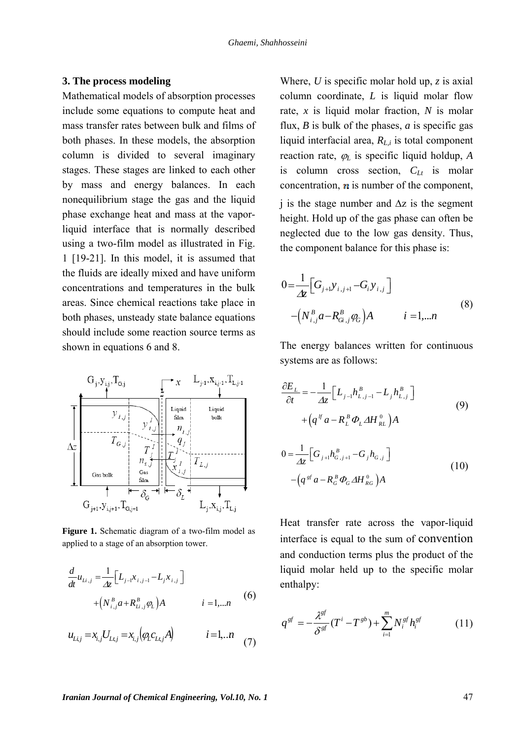## 3. The process modeling

Mathematical models of absorption processes include some equations to compute heat and mass transfer rates between bulk and films of both phases. In these models, the absorption column is divided to several imaginary stages. These stages are linked to each other by mass and energy balances. In each nonequilibrium stage the gas and the liquid phase exchange heat and mass at the vapor-liquid interface that is normally described using a two-film model as illustrated in Fig. 1 [19-21]. In this model, it is assumed that the fluids are ideally mixed and have uniform concentrations and temperatures in the bulk areas. Since chemical reactions take place in both phases, unsteady state balance equations should include some reaction source terms as shown in equations 6 and 8.

**Figure 1.** Schematic diagram of a two-film model as applied to a stage of an absorption tower.

$$\frac{d}{dt}u_{Li,j} = \frac{1}{\Delta z}\left[L_{j-1}x_{i,j-1} - L_j x_{i,j}\right] + \left(N^B_{i,j}a + R^B_{Li,j}\varphi_L\right)A \qquad i=1,...n \tag{6}$$

$$u_{Li,j} = x_{i,j}U_{Lt,j} = x_{i,j}\left(\varphi_L c_{Lt,j} A\right) \qquad i=1,..n \tag{7}$$

Where, $U$ is specific molar hold up, $z$ is axial column coordinate, $L$ is liquid molar flow rate, $x$ is liquid molar fraction, $N$ is molar flux, $B$ is bulk of the phases, $a$ is specific gas liquid interfacial area, $R_{L,i}$ is total component reaction rate, $\varphi_L$ is specific liquid holdup, $A$ is column cross section, $C_{Lt}$ is molar concentration, $n$ is number of the component, j is the stage number and $\Delta z$ is the segment height. Hold up of the gas phase can often be neglected due to the low gas density. Thus, the component balance for this phase is:

$$0 = \frac{1}{\Delta z}\left[G_{j+1}y_{i,j+1} - G_i y_{i,j}\right] - \left(N^B_{i,j}a - R^B_{Gi,j}\varphi_G\right)A \qquad i=1,...n \tag{8}$$

The energy balances written for continuous systems are as follows:

$$\frac{\partial E_L}{\partial t} = -\frac{1}{\Delta z}\left[L_{j-1}h^B_{L,j-1} - L_j h^B_{L,j}\right] + \left(q^{lf}a - R^B_L \Phi_L \Delta H^0_{RL}\right)A \tag{9}$$

$$0 = \frac{1}{\Delta z}\left[G_{j+1}h^B_{G,j+1} - G_j h_{G,j}\right] - \left(q^{gf}a - R^B_G \Phi_G \Delta H^0_{RG}\right)A \tag{10}$$

Heat transfer rate across the vapor-liquid interface is equal to the sum of convention and conduction terms plus the product of the liquid molar held up to the specific molar enthalpy:

$$q^{gf} = -\frac{\lambda^{gf}}{\delta^{gf}}(T^i - T^{gb}) + \sum_{i=1}^{m} N^{gf}_i h^{gf}_i \tag{11}$$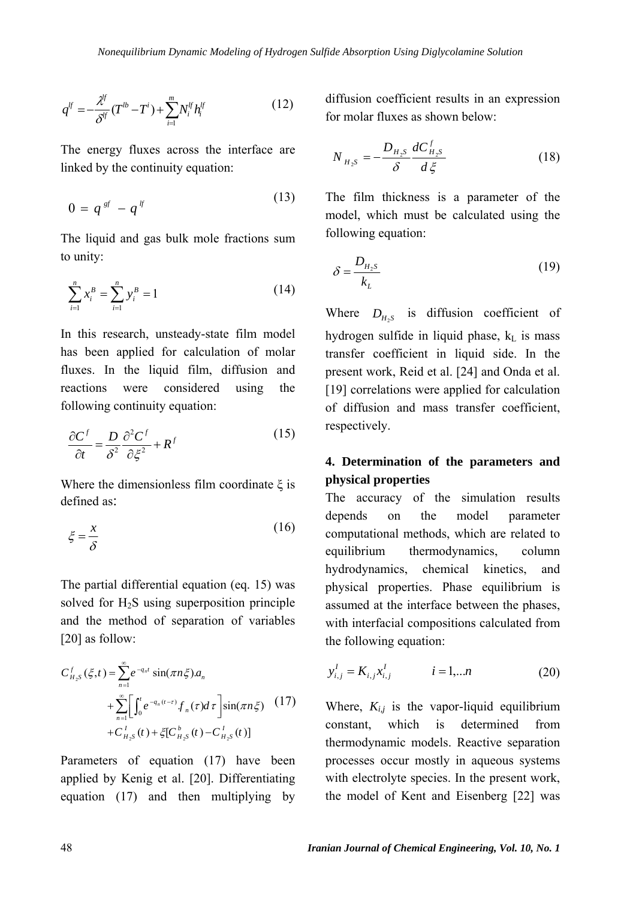$$q^{lf} = -\frac{\lambda^{lf}}{\delta^{lf}}(T^{lb} - T^{i}) + \sum_{i=1}^{m} N_i^{lf} h_i^{lf} \tag{12}$$

The energy fluxes across the interface are linked by the continuity equation:

$$0 = q^{gf} - q^{lf} \tag{13}$$

The liquid and gas bulk mole fractions sum to unity:

$$\sum_{i=1}^{n} x_i^B = \sum_{i=1}^{n} y_i^B = 1 \tag{14}$$

In this research, unsteady-state film model has been applied for calculation of molar fluxes. In the liquid film, diffusion and reactions were considered using the following continuity equation:

$$\frac{\partial C^f}{\partial t} = \frac{D}{\delta^2}\frac{\partial^2 C^f}{\partial \xi^2} + R^f \tag{15}$$

Where the dimensionless film coordinate $\xi$ is defined as:

$$\xi = \frac{x}{\delta} \tag{16}$$

The partial differential equation (eq. 15) was solved for $H_2S$ using superposition principle and the method of separation of variables [20] as follow:

$$\begin{aligned} C_{H_2S}^f(\xi,t) &= \sum_{n=1}^{\infty} e^{-q_n t}\sin(\pi n\xi).a_n \\ &+ \sum_{n=1}^{\infty}\left[\int_0^t e^{-q_n(t-\tau)}.f_n(\tau)d\tau\right]\sin(\pi n\xi) \\ &+ C_{H_2S}^I(t) + \xi[C_{H_2S}^b(t) - C_{H_2S}^I(t)] \end{aligned} \tag{17}$$

Parameters of equation (17) have been applied by Kenig et al. [20]. Differentiating equation (17) and then multiplying by diffusion coefficient results in an expression for molar fluxes as shown below:

$$N_{H_2S} = -\frac{D_{H_2S}}{\delta}\frac{dC_{H_2S}^f}{d\xi} \tag{18}$$

The film thickness is a parameter of the model, which must be calculated using the following equation:

$$\delta = \frac{D_{H_2S}}{k_L} \tag{19}$$

Where $D_{H_2S}$ is diffusion coefficient of hydrogen sulfide in liquid phase, $k_L$ is mass transfer coefficient in liquid side. In the present work, Reid et al. [24] and Onda et al. [19] correlations were applied for calculation of diffusion and mass transfer coefficient, respectively.

## 4. Determination of the parameters and physical properties

The accuracy of the simulation results depends on the model parameter computational methods, which are related to equilibrium thermodynamics, column hydrodynamics, chemical kinetics, and physical properties. Phase equilibrium is assumed at the interface between the phases, with interfacial compositions calculated from the following equation:

$$y_{i,j}^I = K_{i,j}x_{i,j}^I \qquad i = 1,...n \tag{20}$$

Where, $K_{i,j}$ is the vapor-liquid equilibrium constant, which is determined from thermodynamic models. Reactive separation processes occur mostly in aqueous systems with electrolyte species. In the present work, the model of Kent and Eisenberg [22] was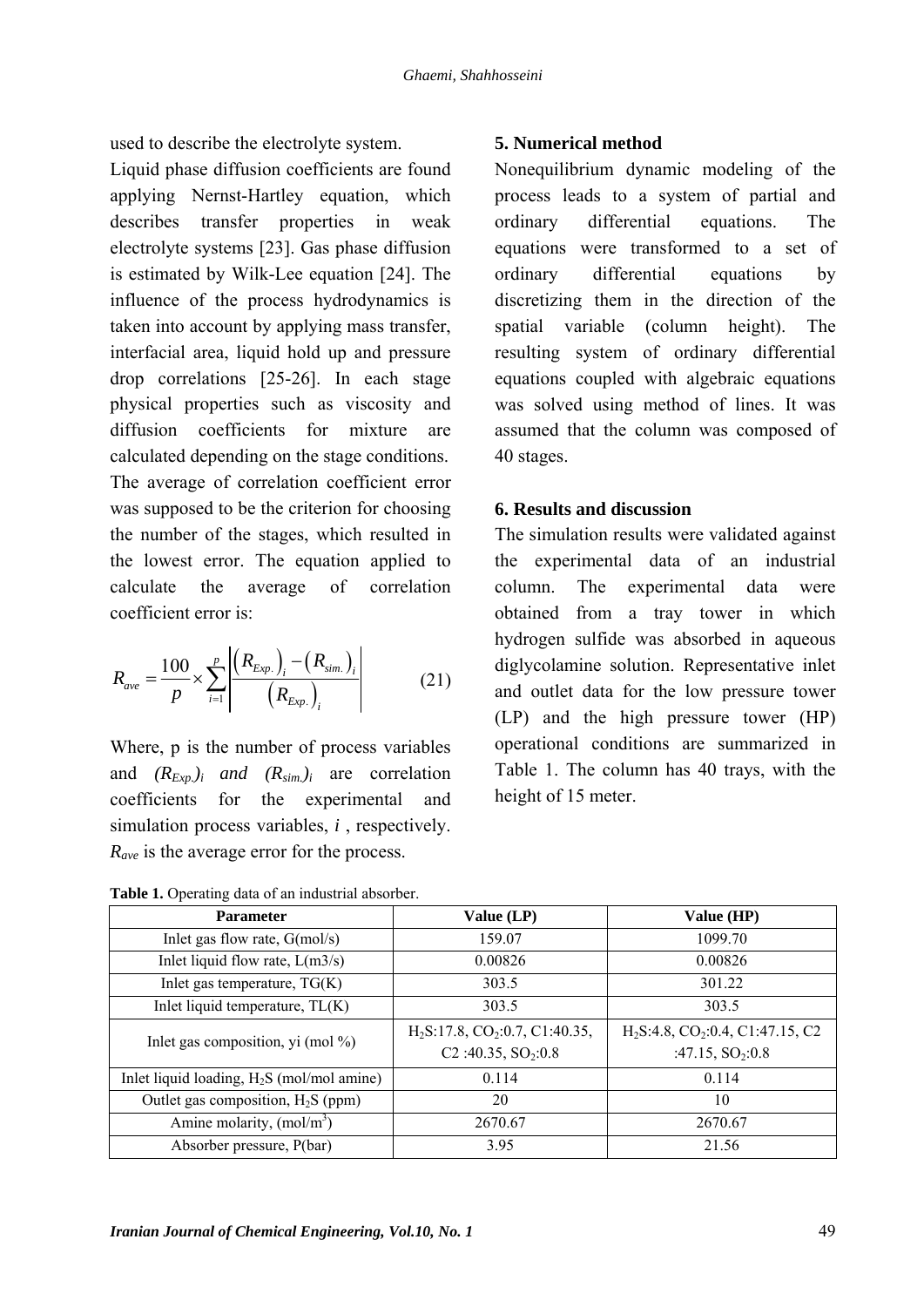used to describe the electrolyte system.

Liquid phase diffusion coefficients are found applying Nernst-Hartley equation, which describes transfer properties in weak electrolyte systems [23]. Gas phase diffusion is estimated by Wilk-Lee equation [24]. The influence of the process hydrodynamics is taken into account by applying mass transfer, interfacial area, liquid hold up and pressure drop correlations [25-26]. In each stage physical properties such as viscosity and diffusion coefficients for mixture are calculated depending on the stage conditions.

The average of correlation coefficient error was supposed to be the criterion for choosing the number of the stages, which resulted in the lowest error. The equation applied to calculate the average of correlation coefficient error is:

$$R_{ave} = \frac{100}{p} \times \sum_{i=1}^{p} \left| \frac{\left(R_{Exp.}\right)_i - \left(R_{sim.}\right)_i}{\left(R_{Exp.}\right)_i} \right| \quad (21)$$

Where, p is the number of process variables and $(R_{Exp.})_i$ *and* $(R_{sim.})_i$ are correlation coefficients for the experimental and simulation process variables, $i$ , respectively. $R_{ave}$ is the average error for the process.

## 5. Numerical method

Nonequilibrium dynamic modeling of the process leads to a system of partial and ordinary differential equations. The equations were transformed to a set of ordinary differential equations by discretizing them in the direction of the spatial variable (column height). The resulting system of ordinary differential equations coupled with algebraic equations was solved using method of lines. It was assumed that the column was composed of 40 stages.

## 6. Results and discussion

The simulation results were validated against the experimental data of an industrial column. The experimental data were obtained from a tray tower in which hydrogen sulfide was absorbed in aqueous diglycolamine solution. Representative inlet and outlet data for the low pressure tower (LP) and the high pressure tower (HP) operational conditions are summarized in Table 1. The column has 40 trays, with the height of 15 meter.

**Table 1.** Operating data of an industrial absorber.

| Parameter | Value (LP) | Value (HP) |
|---|---|---|
| Inlet gas flow rate, G(mol/s) | 159.07 | 1099.70 |
| Inlet liquid flow rate, L(m3/s) | 0.00826 | 0.00826 |
| Inlet gas temperature, TG(K) | 303.5 | 301.22 |
| Inlet liquid temperature, TL(K) | 303.5 | 303.5 |
| Inlet gas composition, yi (mol %) | $H_2S$:17.8, $CO_2$:0.7, C1:40.35, C2 :40.35, $SO_2$:0.8 | $H_2S$:4.8, $CO_2$:0.4, C1:47.15, C2 :47.15, $SO_2$:0.8 |
| Inlet liquid loading, $H_2S$ (mol/mol amine) | 0.114 | 0.114 |
| Outlet gas composition, $H_2S$ (ppm) | 20 | 10 |
| Amine molarity, (mol/m$^3$) | 2670.67 | 2670.67 |
| Absorber pressure, P(bar) | 3.95 | 21.56 |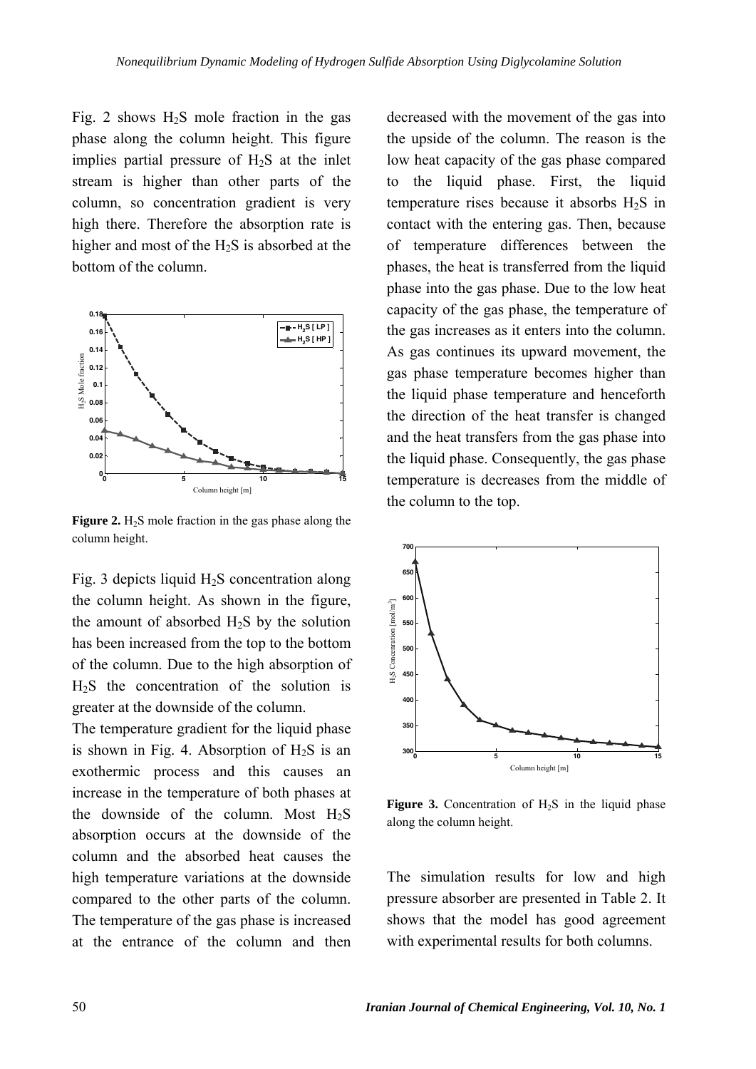Fig. 2 shows $H_2S$ mole fraction in the gas phase along the column height. This figure implies partial pressure of $H_2S$ at the inlet stream is higher than other parts of the column, so concentration gradient is very high there. Therefore the absorption rate is higher and most of the $H_2S$ is absorbed at the bottom of the column.

**Figure 2.** $H_2S$ mole fraction in the gas phase along the column height.

Fig. 3 depicts liquid $H_2S$ concentration along the column height. As shown in the figure, the amount of absorbed $H_2S$ by the solution has been increased from the top to the bottom of the column. Due to the high absorption of $H_2S$ the concentration of the solution is greater at the downside of the column.

The temperature gradient for the liquid phase is shown in Fig. 4. Absorption of $H_2S$ is an exothermic process and this causes an increase in the temperature of both phases at the downside of the column. Most $H_2S$ absorption occurs at the downside of the column and the absorbed heat causes the high temperature variations at the downside compared to the other parts of the column. The temperature of the gas phase is increased at the entrance of the column and then decreased with the movement of the gas into the upside of the column. The reason is the low heat capacity of the gas phase compared to the liquid phase. First, the liquid temperature rises because it absorbs $H_2S$ in contact with the entering gas. Then, because of temperature differences between the phases, the heat is transferred from the liquid phase into the gas phase. Due to the low heat capacity of the gas phase, the temperature of the gas increases as it enters into the column. As gas continues its upward movement, the gas phase temperature becomes higher than the liquid phase temperature and henceforth the direction of the heat transfer is changed and the heat transfers from the gas phase into the liquid phase. Consequently, the gas phase temperature is decreases from the middle of the column to the top.

**Figure 3.** Concentration of $H_2S$ in the liquid phase along the column height.

The simulation results for low and high pressure absorber are presented in Table 2. It shows that the model has good agreement with experimental results for both columns.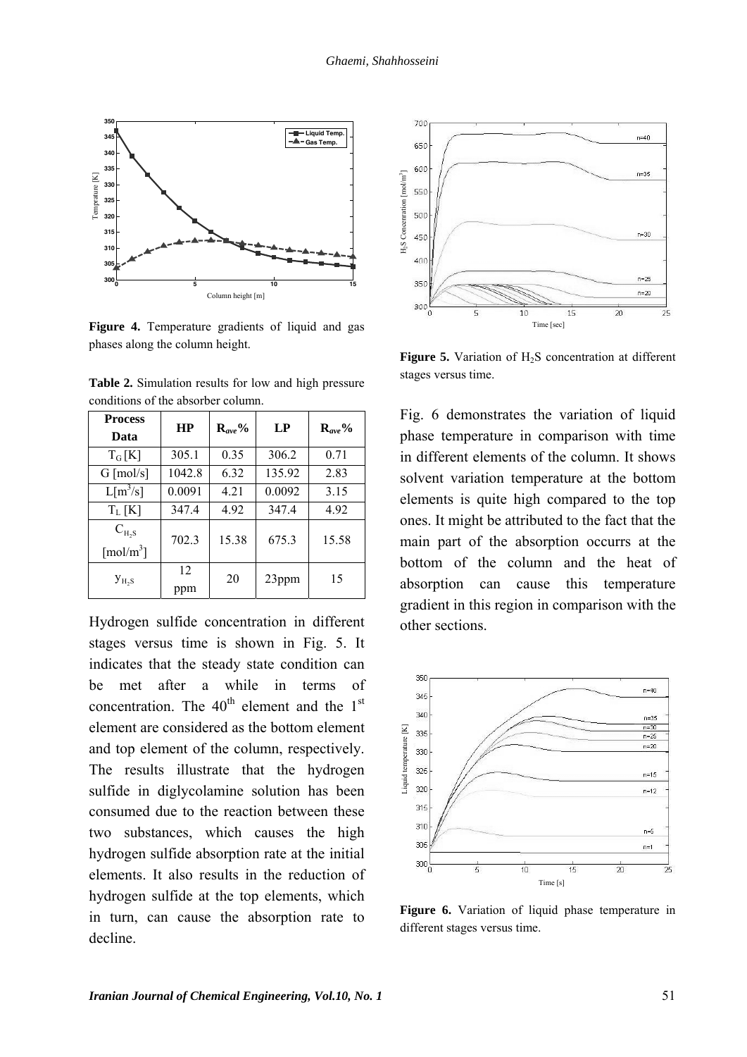Figure 4. Temperature gradients of liquid and gas phases along the column height.

**Table 2.** Simulation results for low and high pressure conditions of the absorber column.

| Process Data | HP | $R_{ave}$% | LP | $R_{ave}$% |
|---|---|---|---|---|
| $T_G$ [K] | 305.1 | 0.35 | 306.2 | 0.71 |
| G [mol/s] | 1042.8 | 6.32 | 135.92 | 2.83 |
| L[$m^3$/s] | 0.0091 | 4.21 | 0.0092 | 3.15 |
| $T_L$ [K] | 347.4 | 4.92 | 347.4 | 4.92 |
| $C_{H_2S}$ [mol/$m^3$] | 702.3 | 15.38 | 675.3 | 15.58 |
| $y_{H_2S}$ | 12 ppm | 20 | 23ppm | 15 |

Hydrogen sulfide concentration in different stages versus time is shown in Fig. 5. It indicates that the steady state condition can be met after a while in terms of concentration. The 40th element and the 1st element are considered as the bottom element and top element of the column, respectively. The results illustrate that the hydrogen sulfide in diglycolamine solution has been consumed due to the reaction between these two substances, which causes the high hydrogen sulfide absorption rate at the initial elements. It also results in the reduction of hydrogen sulfide at the top elements, which in turn, can cause the absorption rate to decline.

**Figure 5.** Variation of $H_2S$ concentration at different stages versus time.

Fig. 6 demonstrates the variation of liquid phase temperature in comparison with time in different elements of the column. It shows solvent variation temperature at the bottom elements is quite high compared to the top ones. It might be attributed to the fact that the main part of the absorption occurrs at the bottom of the column and the heat of absorption can cause this temperature gradient in this region in comparison with the other sections.

**Figure 6.** Variation of liquid phase temperature in different stages versus time.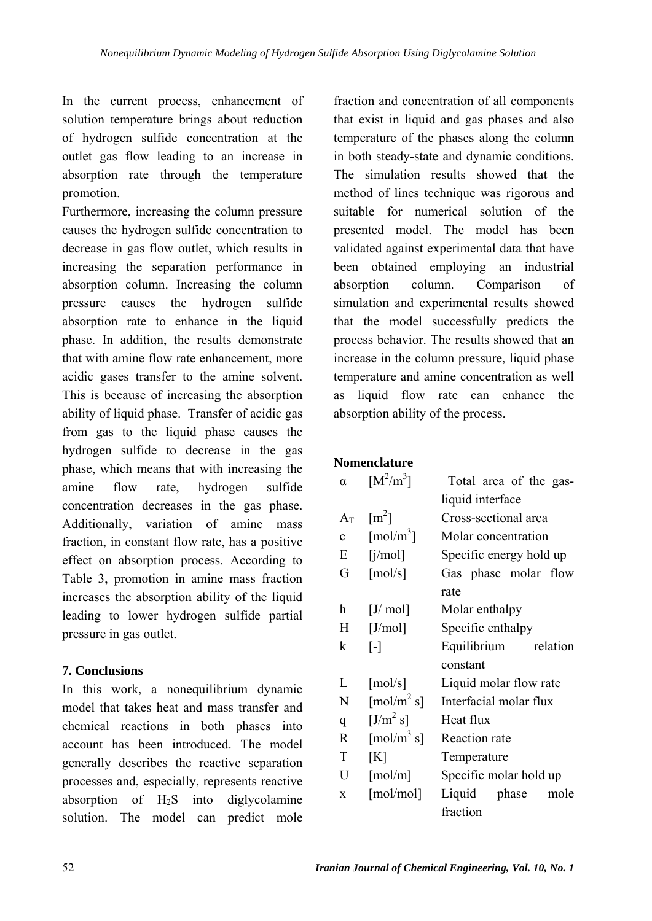In the current process, enhancement of solution temperature brings about reduction of hydrogen sulfide concentration at the outlet gas flow leading to an increase in absorption rate through the temperature promotion.

Furthermore, increasing the column pressure causes the hydrogen sulfide concentration to decrease in gas flow outlet, which results in increasing the separation performance in absorption column. Increasing the column pressure causes the hydrogen sulfide absorption rate to enhance in the liquid phase. In addition, the results demonstrate that with amine flow rate enhancement, more acidic gases transfer to the amine solvent. This is because of increasing the absorption ability of liquid phase. Transfer of acidic gas from gas to the liquid phase causes the hydrogen sulfide to decrease in the gas phase, which means that with increasing the amine flow rate, hydrogen sulfide concentration decreases in the gas phase. Additionally, variation of amine mass fraction, in constant flow rate, has a positive effect on absorption process. According to Table 3, promotion in amine mass fraction increases the absorption ability of the liquid leading to lower hydrogen sulfide partial pressure in gas outlet.

## 7. Conclusions

In this work, a nonequilibrium dynamic model that takes heat and mass transfer and chemical reactions in both phases into account has been introduced. The model generally describes the reactive separation processes and, especially, represents reactive absorption of $H_2S$ into diglycolamine solution. The model can predict mole fraction and concentration of all components that exist in liquid and gas phases and also temperature of the phases along the column in both steady-state and dynamic conditions. The simulation results showed that the method of lines technique was rigorous and suitable for numerical solution of the presented model. The model has been validated against experimental data that have been obtained employing an industrial absorption column. Comparison of simulation and experimental results showed that the model successfully predicts the process behavior. The results showed that an increase in the column pressure, liquid phase temperature and amine concentration as well as liquid flow rate can enhance the absorption ability of the process.

## Nomenclature

| | | |
|---|---|---|
| $\alpha$ | $[M^2/m^3]$ | Total area of the gas-liquid interface |
| $A_T$ | $[m^2]$ | Cross-sectional area |
| c | $[mol/m^3]$ | Molar concentration |
| E | [j/mol] | Specific energy hold up |
| G | [mol/s] | Gas phase molar flow rate |
| h | [J/ mol] | Molar enthalpy |
| H | [J/mol] | Specific enthalpy |
| k | [-] | Equilibrium relation constant |
| L | [mol/s] | Liquid molar flow rate |
| N | $[mol/m^2\ s]$ | Interfacial molar flux |
| q | $[J/m^2\ s]$ | Heat flux |
| R | $[mol/m^3\ s]$ | Reaction rate |
| T | [K] | Temperature |
| U | [mol/m] | Specific molar hold up |
| x | [mol/mol] | Liquid phase mole fraction |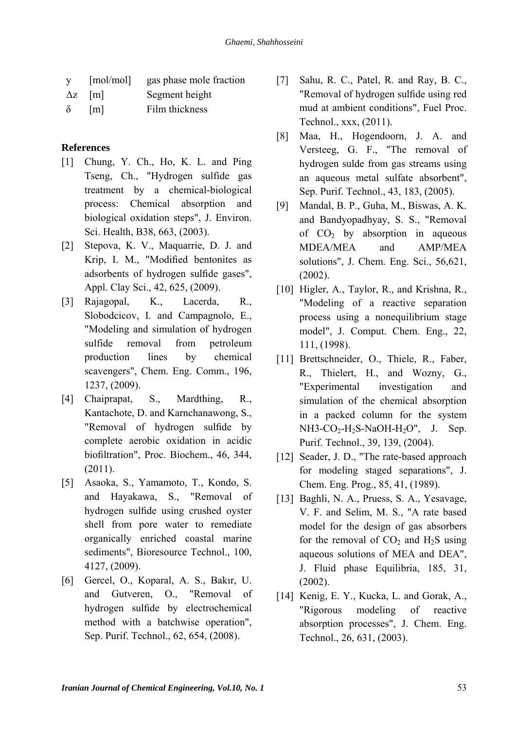| | | |
|---|---|---|
| y | [mol/mol] | gas phase mole fraction |
| $\Delta z$ | [m] | Segment height |
| $\delta$ | [m] | Film thickness |

## References

[1] Chung, Y. Ch., Ho, K. L. and Ping Tseng, Ch., "Hydrogen sulfide gas treatment by a chemical-biological process: Chemical absorption and biological oxidation steps", J. Environ. Sci. Health, B38, 663, (2003).

[2] Stepova, K. V., Maquarrie, D. J. and Krip, I. M., "Modified bentonites as adsorbents of hydrogen sulfide gases", Appl. Clay Sci., 42, 625, (2009).

[3] Rajagopal, K., Lacerda, R., Slobodcicov, I. and Campagnolo, E., "Modeling and simulation of hydrogen sulfide removal from petroleum production lines by chemical scavengers", Chem. Eng. Comm., 196, 1237, (2009).

[4] Chaiprapat, S., Mardthing, R., Kantachote, D. and Karnchanawong, S., "Removal of hydrogen sulfide by complete aerobic oxidation in acidic biofiltration", Proc. Biochem., 46, 344, (2011).

[5] Asaoka, S., Yamamoto, T., Kondo, S. and Hayakawa, S., "Removal of hydrogen sulfide using crushed oyster shell from pore water to remediate organically enriched coastal marine sediments", Bioresource Technol., 100, 4127, (2009).

[6] Gercel, O., Koparal, A. S., Bakır, U. and Gutveren, O., "Removal of hydrogen sulfide by electrochemical method with a batchwise operation", Sep. Purif. Technol., 62, 654, (2008).

[7] Sahu, R. C., Patel, R. and Ray, B. C., "Removal of hydrogen sulfide using red mud at ambient conditions", Fuel Proc. Technol., xxx, (2011).

[8] Maa, H., Hogendoorn, J. A. and Versteeg, G. F., "The removal of hydrogen sulde from gas streams using an aqueous metal sulfate absorbent", Sep. Purif. Technol., 43, 183, (2005).

[9] Mandal, B. P., Guha, M., Biswas, A. K. and Bandyopadhyay, S. S., "Removal of $CO_2$ by absorption in aqueous MDEA/MEA and AMP/MEA solutions", J. Chem. Eng. Sci., 56,621, (2002).

[10] Higler, A., Taylor, R., and Krishna, R., "Modeling of a reactive separation process using a nonequilibrium stage model", J. Comput. Chem. Eng., 22, 111, (1998).

[11] Brettschneider, O., Thiele, R., Faber, R., Thielert, H., and Wozny, G., "Experimental investigation and simulation of the chemical absorption in a packed column for the system $NH_3$-$CO_2$-$H_2S$-NaOH-$H_2O$", J. Sep. Purif. Technol., 39, 139, (2004).

[12] Seader, J. D., "The rate-based approach for modeling staged separations", J. Chem. Eng. Prog., 85, 41, (1989).

[13] Baghli, N. A., Pruess, S. A., Yesavage, V. F. and Selim, M. S., "A rate based model for the design of gas absorbers for the removal of $CO_2$ and $H_2S$ using aqueous solutions of MEA and DEA", J. Fluid phase Equilibria, 185, 31, (2002).

[14] Kenig, E. Y., Kucka, L. and Gorak, A., "Rigorous modeling of reactive absorption processes", J. Chem. Eng. Technol., 26, 631, (2003).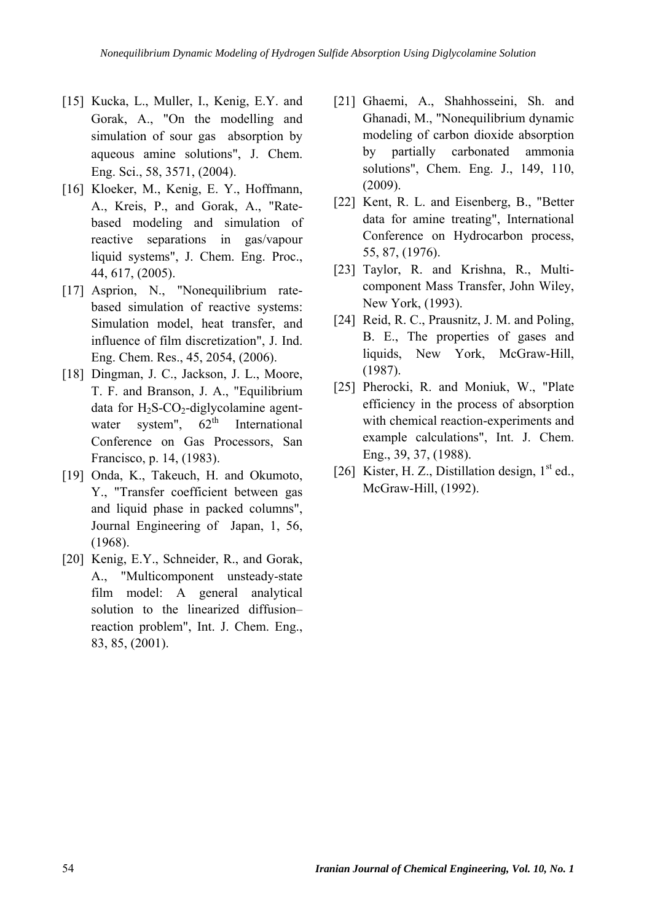[15] Kucka, L., Muller, I., Kenig, E.Y. and Gorak, A., "On the modelling and simulation of sour gas absorption by aqueous amine solutions", J. Chem. Eng. Sci., 58, 3571, (2004).

[16] Kloeker, M., Kenig, E. Y., Hoffmann, A., Kreis, P., and Gorak, A., "Rate-based modeling and simulation of reactive separations in gas/vapour liquid systems", J. Chem. Eng. Proc., 44, 617, (2005).

[17] Asprion, N., "Nonequilibrium rate-based simulation of reactive systems: Simulation model, heat transfer, and influence of film discretization", J. Ind. Eng. Chem. Res., 45, 2054, (2006).

[18] Dingman, J. C., Jackson, J. L., Moore, T. F. and Branson, J. A., "Equilibrium data for $H_2S$-$CO_2$-diglycolamine agent-water system", 62th International Conference on Gas Processors, San Francisco, p. 14, (1983).

[19] Onda, K., Takeuch, H. and Okumoto, Y., "Transfer coefficient between gas and liquid phase in packed columns", Journal Engineering of Japan, 1, 56, (1968).

[20] Kenig, E.Y., Schneider, R., and Gorak, A., "Multicomponent unsteady-state film model: A general analytical solution to the linearized diffusion–reaction problem", Int. J. Chem. Eng., 83, 85, (2001).

[21] Ghaemi, A., Shahhosseini, Sh. and Ghanadi, M., "Nonequilibrium dynamic modeling of carbon dioxide absorption by partially carbonated ammonia solutions", Chem. Eng. J., 149, 110, (2009).

[22] Kent, R. L. and Eisenberg, B., "Better data for amine treating", International Conference on Hydrocarbon process, 55, 87, (1976).

[23] Taylor, R. and Krishna, R., Multi-component Mass Transfer, John Wiley, New York, (1993).

[24] Reid, R. C., Prausnitz, J. M. and Poling, B. E., The properties of gases and liquids, New York, McGraw-Hill, (1987).

[25] Pherocki, R. and Moniuk, W., "Plate efficiency in the process of absorption with chemical reaction-experiments and example calculations", Int. J. Chem. Eng., 39, 37, (1988).

[26] Kister, H. Z., Distillation design, 1st ed., McGraw-Hill, (1992).